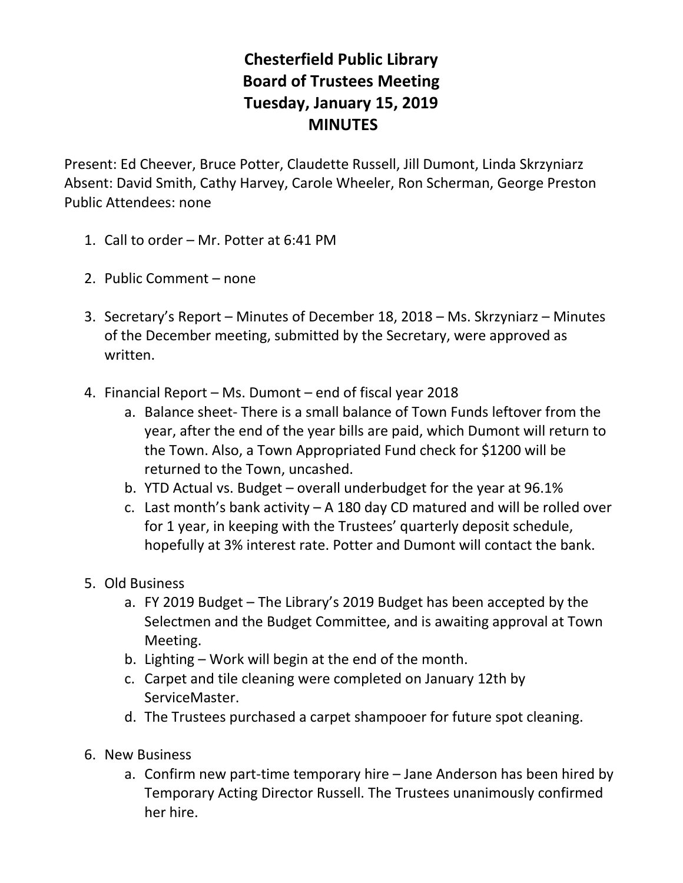# Chesterfield Public Library
## Board of Trustees Meeting
## Tuesday, January 15, 2019
## MINUTES

Present: Ed Cheever, Bruce Potter, Claudette Russell, Jill Dumont, Linda Skrzyniarz
Absent: David Smith, Cathy Harvey, Carole Wheeler, Ron Scherman, George Preston
Public Attendees: none

1. Call to order – Mr. Potter at 6:41 PM

2. Public Comment – none

3. Secretary's Report – Minutes of December 18, 2018 – Ms. Skrzyniarz – Minutes of the December meeting, submitted by the Secretary, were approved as written.

4. Financial Report – Ms. Dumont – end of fiscal year 2018
   a. Balance sheet- There is a small balance of Town Funds leftover from the year, after the end of the year bills are paid, which Dumont will return to the Town. Also, a Town Appropriated Fund check for $1200 will be returned to the Town, uncashed.
   b. YTD Actual vs. Budget – overall underbudget for the year at 96.1%
   c. Last month's bank activity – A 180 day CD matured and will be rolled over for 1 year, in keeping with the Trustees' quarterly deposit schedule, hopefully at 3% interest rate. Potter and Dumont will contact the bank.

5. Old Business
   a. FY 2019 Budget – The Library's 2019 Budget has been accepted by the Selectmen and the Budget Committee, and is awaiting approval at Town Meeting.
   b. Lighting – Work will begin at the end of the month.
   c. Carpet and tile cleaning were completed on January 12th by ServiceMaster.
   d. The Trustees purchased a carpet shampooer for future spot cleaning.

6. New Business
   a. Confirm new part-time temporary hire – Jane Anderson has been hired by Temporary Acting Director Russell. The Trustees unanimously confirmed her hire.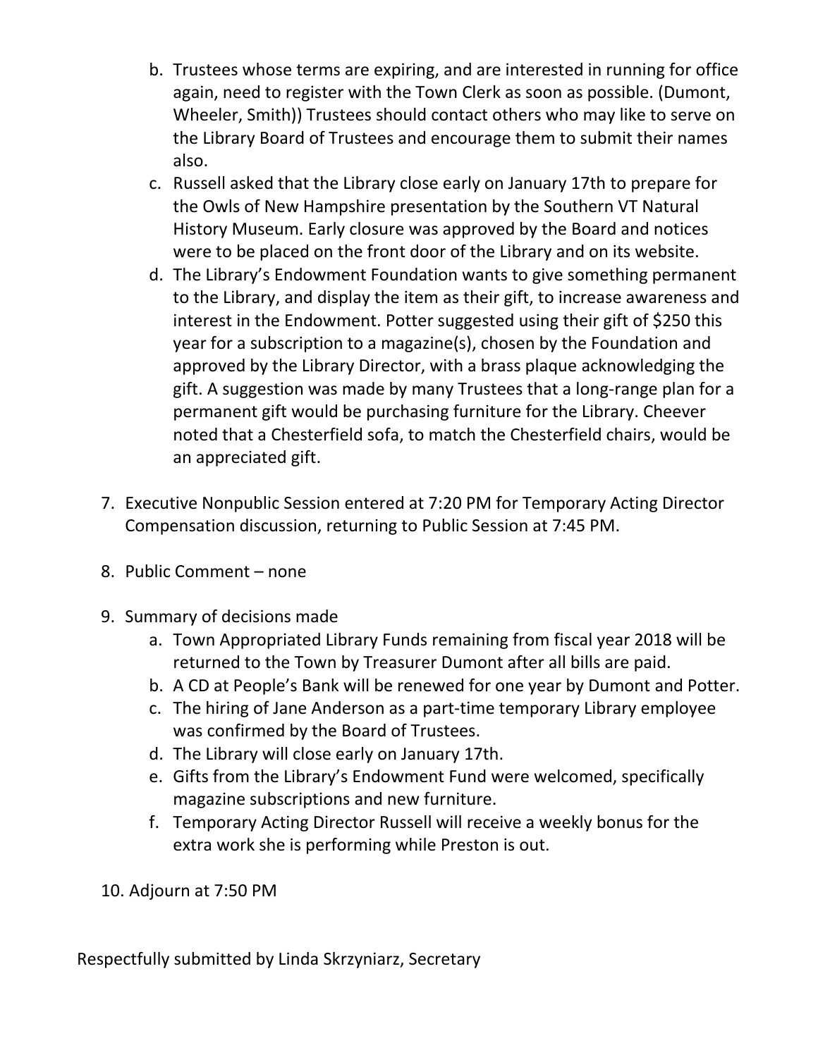b. Trustees whose terms are expiring, and are interested in running for office again, need to register with the Town Clerk as soon as possible. (Dumont, Wheeler, Smith)) Trustees should contact others who may like to serve on the Library Board of Trustees and encourage them to submit their names also.

c. Russell asked that the Library close early on January 17th to prepare for the Owls of New Hampshire presentation by the Southern VT Natural History Museum. Early closure was approved by the Board and notices were to be placed on the front door of the Library and on its website.

d. The Library's Endowment Foundation wants to give something permanent to the Library, and display the item as their gift, to increase awareness and interest in the Endowment. Potter suggested using their gift of $250 this year for a subscription to a magazine(s), chosen by the Foundation and approved by the Library Director, with a brass plaque acknowledging the gift. A suggestion was made by many Trustees that a long-range plan for a permanent gift would be purchasing furniture for the Library. Cheever noted that a Chesterfield sofa, to match the Chesterfield chairs, would be an appreciated gift.

7. Executive Nonpublic Session entered at 7:20 PM for Temporary Acting Director Compensation discussion, returning to Public Session at 7:45 PM.

8. Public Comment – none

9. Summary of decisions made
   a. Town Appropriated Library Funds remaining from fiscal year 2018 will be returned to the Town by Treasurer Dumont after all bills are paid.
   b. A CD at People's Bank will be renewed for one year by Dumont and Potter.
   c. The hiring of Jane Anderson as a part-time temporary Library employee was confirmed by the Board of Trustees.
   d. The Library will close early on January 17th.
   e. Gifts from the Library's Endowment Fund were welcomed, specifically magazine subscriptions and new furniture.
   f. Temporary Acting Director Russell will receive a weekly bonus for the extra work she is performing while Preston is out.

10. Adjourn at 7:50 PM

Respectfully submitted by Linda Skrzyniarz, Secretary